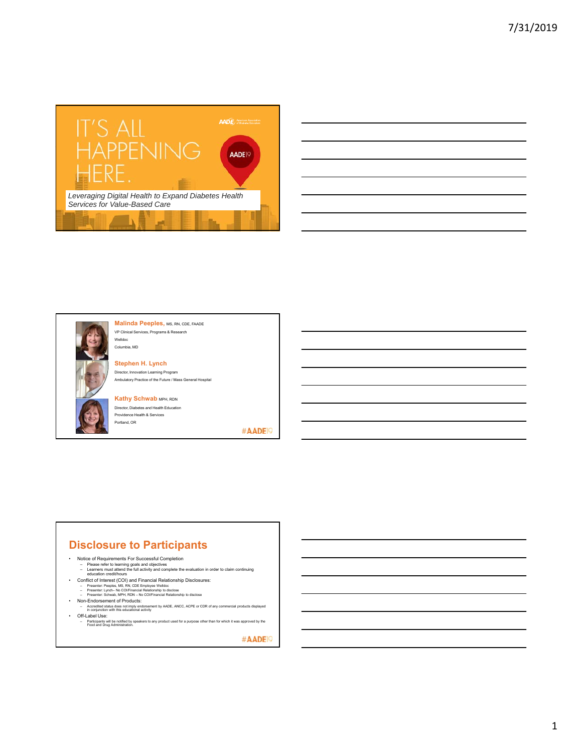# IT'S ALL HAPPENING HERE.

AADE American Association of Diabetes Educators

AADE19

*Leveraging Digital Health to Expand Diabetes Health Services for Value-Based Care*

---

**Malinda Peeples,** MS, RN, CDE, FAADE
VP Clinical Services, Programs & Research
Welldoc
Columbia, MD

**Stephen H. Lynch**
Director, Innovation Learning Program
Ambulatory Practice of the Future / Mass General Hospital

**Kathy Schwab** MPH, RDN
Director, Diabetes and Health Education
Providence Health & Services
Portland, OR

#AADE19

---

## Disclosure to Participants

- Notice of Requirements For Successful Completion
  - Please refer to learning goals and objectives
  - Learners must attend the full activity and complete the evaluation in order to claim continuing education credit/hours
- Conflict of Interest (COI) and Financial Relationship Disclosures:
  - Presenter: Peeples, MS, RN, CDE Employee Welldoc
  - Presenter: Lynch– No COI/Financial Relationship to disclose
  - Presenter: Schwab, MPH, RDN – No COI/Financial Relationship to disclose
- Non-Endorsement of Products:
  - Accredited status does not imply endorsement by AADE, ANCC, ACPE or CDR of any commercial products displayed in conjunction with this educational activity
- Off-Label Use:
  - Participants will be notified by speakers to any product used for a purpose other than for which it was approved by the Food and Drug Administration.

#AADE19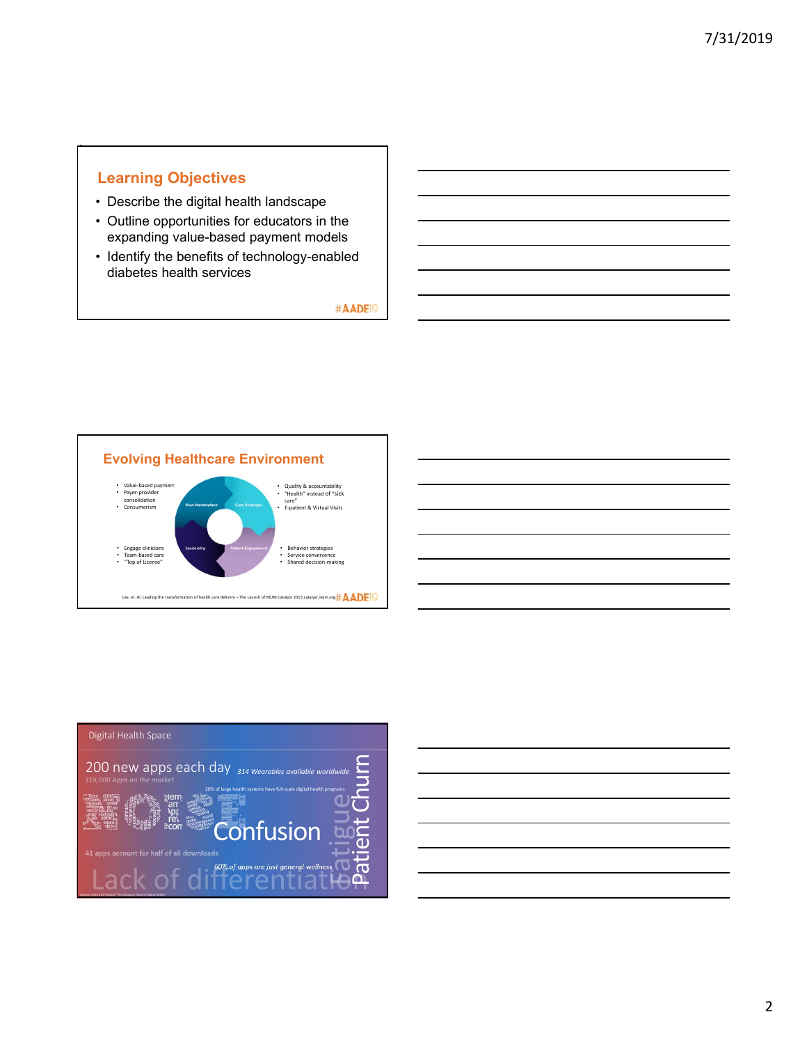## Learning Objectives

- Describe the digital health landscape
- Outline opportunities for educators in the expanding value-based payment models
- Identify the benefits of technology-enabled diabetes health services

#AADE19

## Evolving Healthcare Environment

- Value-based payment
- Payer-provider consolidation
- Consumerism

New Marketplace

Care Redesign

- Quality & accountability
- "Health" instead of "sick care"
- E-patient & Virtual Visits

- Engage clinicians
- Team-based care
- "Top of License"

Leadership

Patient Engagement

- Behavior strategies
- Service convenience
- Shared decision-making

Lee, et. Al. Leading the transformation of health care delivery – The Launch of NEJM Catalyst 2015 catalyst.nejm.org

#AADE19

Digital Health Space

200 new apps each day

*314 Wearables available worldwide*

*318,000 Apps on the market*

20% of large health systems have full-scale digital health programs

Confusion

41 apps account for half of all downloads

*60% of apps are just general wellness*

Lack of differentiation

Fatigue

Patient Churn

Source: IQVIA 2017 Report "The Growing Value of Digital Health"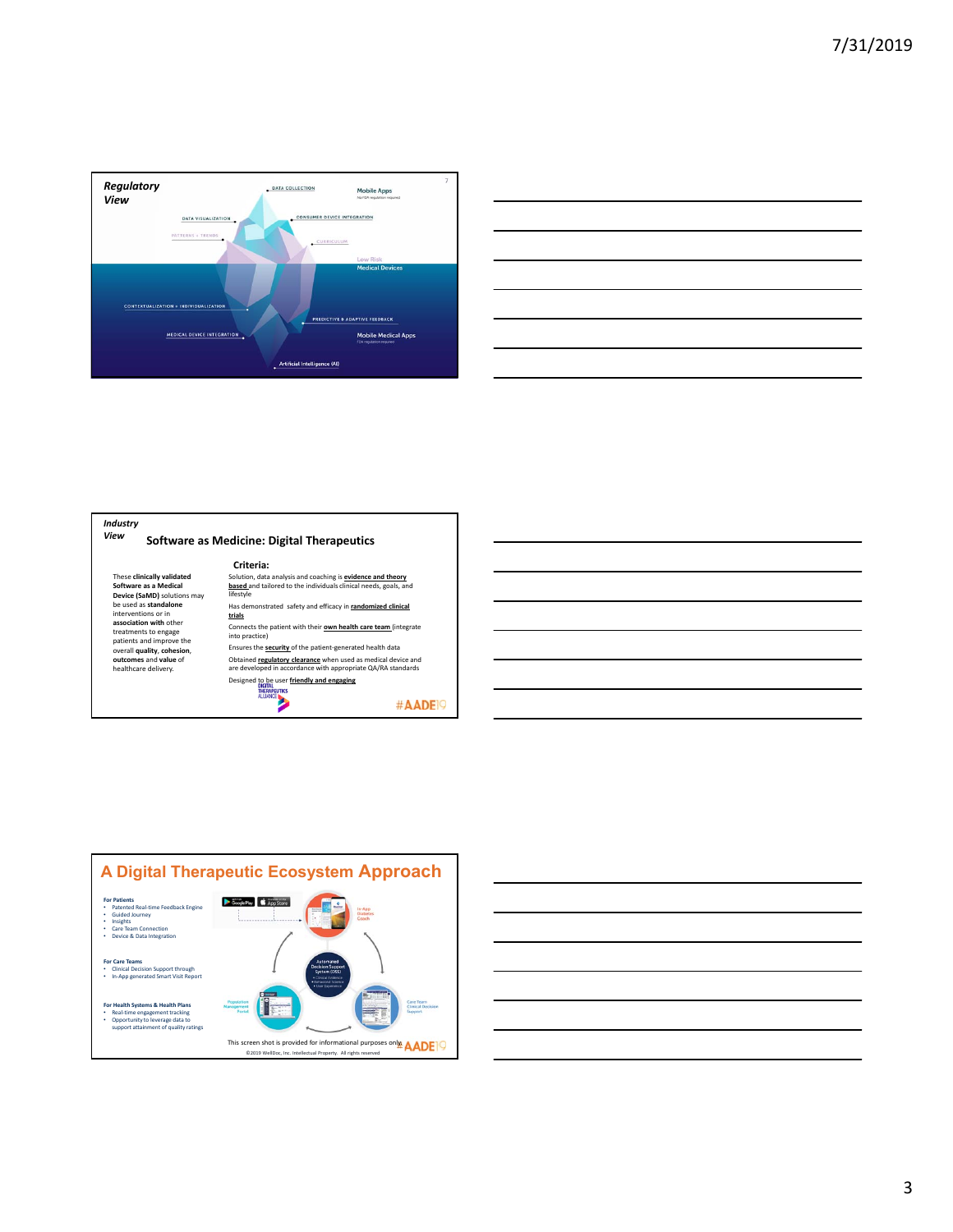## Regulatory View

DATA COLLECTION

Mobile Apps
No FDA regulation required

DATA VISUALIZATION

CONSUMER DEVICE INTEGRATION

PATTERNS + TRENDS

CURRICULUM

Low Risk
Medical Devices

CONTEXTUALIZATION + INDIVIDUALIZATION

PREDICTIVE & ADAPTIVE FEEDBACK

MEDICAL DEVICE INTEGRATION

Mobile Medical Apps
FDA regulation required

Artificial Intelligence (AI)

## Industry View

### Software as Medicine: Digital Therapeutics

These **clinically validated Software as a Medical Device (SaMD)** solutions may be used as **standalone** interventions or in **association with** other treatments to engage patients and improve the overall **quality**, **cohesion**, **outcomes** and **value** of healthcare delivery.

**Criteria:**

- Solution, data analysis and coaching is **evidence and theory based** and tailored to the individuals clinical needs, goals, and lifestyle
- Has demonstrated safety and efficacy in **randomized clinical trials**
- Connects the patient with their **own health care team** (integrate into practice)
- Ensures the **security** of the patient-generated health data
- Obtained **regulatory clearance** when used as medical device and are developed in accordance with appropriate QA/RA standards
- Designed to be user **friendly and engaging**

DIGITAL THERAPEUTICS ALLIANCE

#AADE19

## A Digital Therapeutic Ecosystem Approach

**For Patients**
- Patented Real-time Feedback Engine
- Guided Journey
- Insights
- Care Team Connection
- Device & Data Integration

**For Care Teams**
- Clinical Decision Support through
- In-App generated Smart Visit Report

**For Health Systems & Health Plans**
- Real-time engagement tracking
- Opportunity to leverage data to support attainment of quality ratings

In-App Diabetes Coach

Automated Decision Support System (DSS)
- Clinical Evidence
- Behavioral Science
- User Experience

Population Management Portal

Care Team Clinical Decision Support

This screen shot is provided for informational purposes only.

©2019 WellDoc, Inc. Intellectual Property. All rights reserved

#AADE19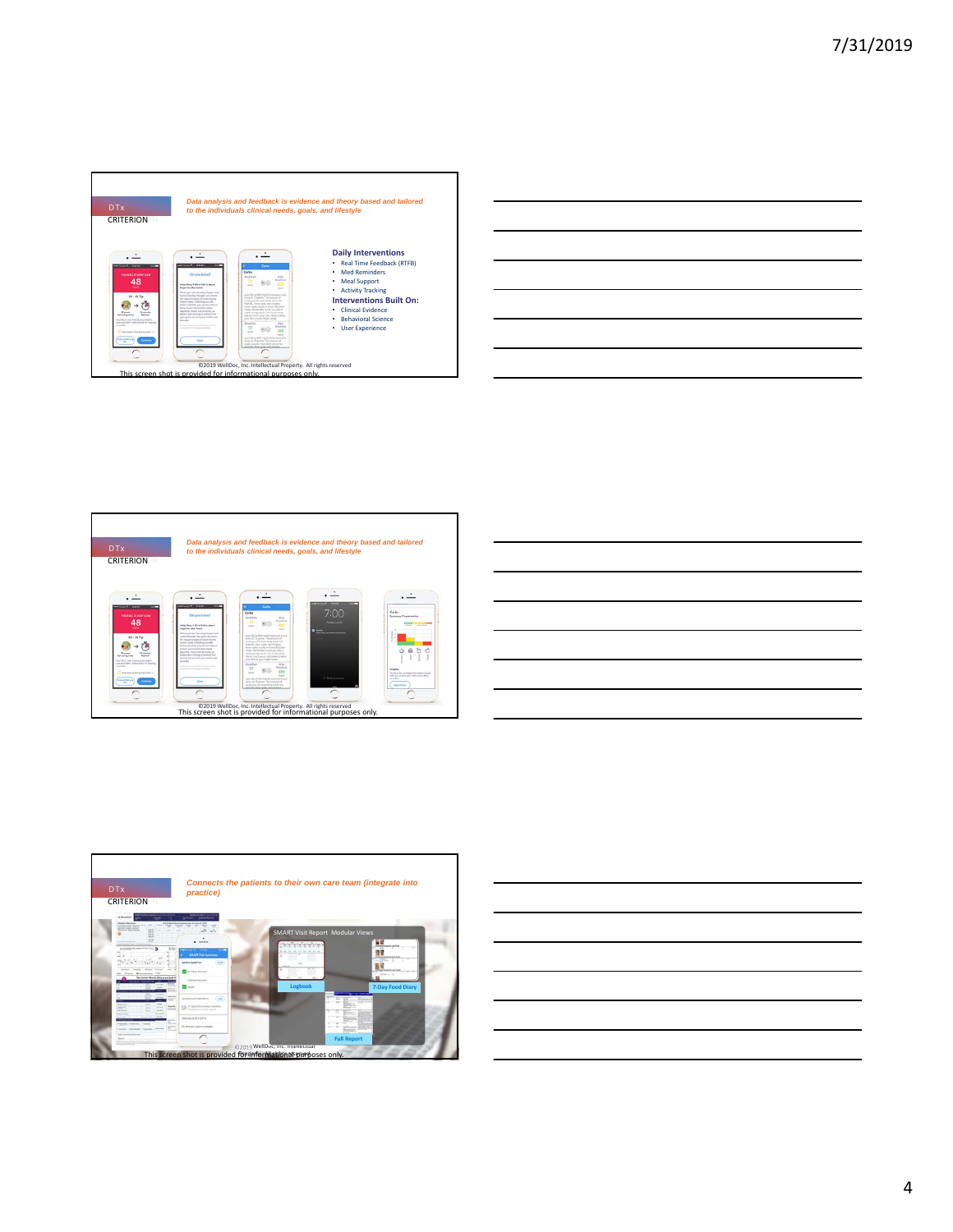DTx CRITERION

*Data analysis and feedback is evidence and theory based and tailored to the individuals clinical needs, goals, and lifestyle*

**Daily Interventions**

- Real Time Feedback (RTFB)
- Med Reminders
- Meal Support
- Activity Tracking

**Interventions Built On:**

- Clinical Evidence
- Behavioral Science
- User Experience

©2019 WellDoc, Inc. Intellectual Property. All rights reserved

This screen shot is provided for informational purposes only.

---

DTx CRITERION

*Data analysis and feedback is evidence and theory based and tailored to the individuals clinical needs, goals, and lifestyle*

©2019 WellDoc, Inc. Intellectual Property. All rights reserved

This screen shot is provided for informational purposes only.

---

DTx CRITERION

*Connects the patients to their own care team (integrate into practice)*

SMART Visit Report Modular Views

Logbook

7-Day Food Diary

Full Report

©2019 WellDoc, Inc. Intellectual

This screen shot is provided for informational purposes only.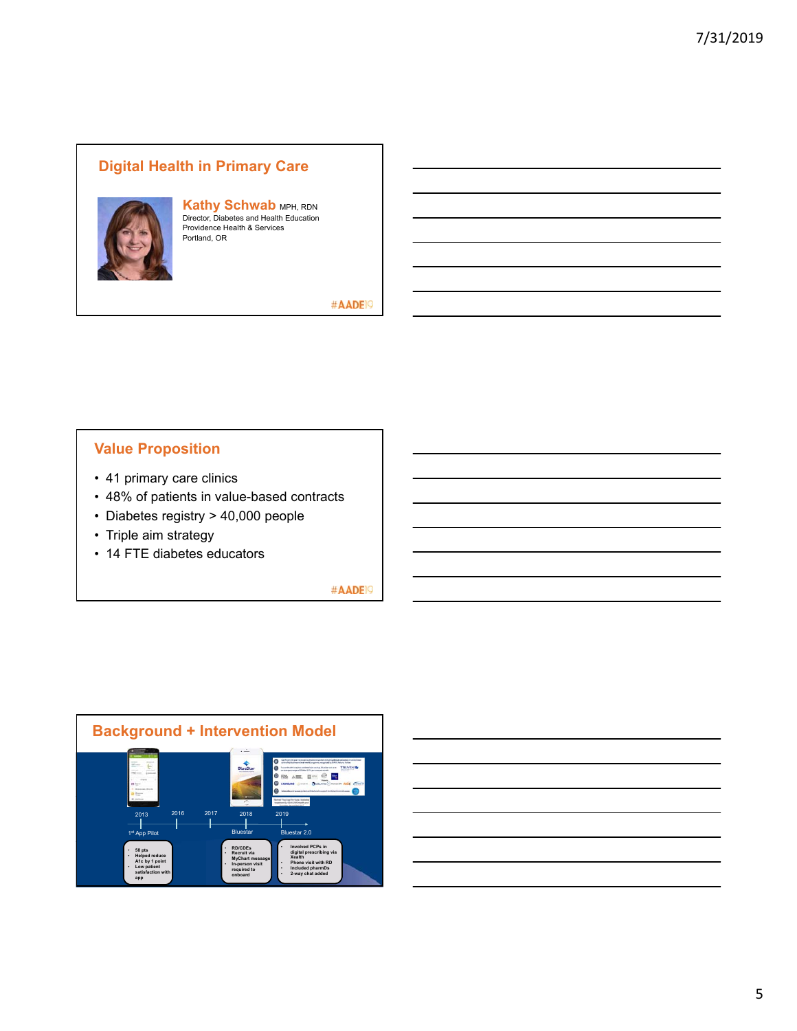## Digital Health in Primary Care

**Kathy Schwab** MPH, RDN
Director, Diabetes and Health Education
Providence Health & Services
Portland, OR

#AADE19

## Value Proposition

- 41 primary care clinics
- 48% of patients in value-based contracts
- Diabetes registry > 40,000 people
- Triple aim strategy
- 14 FTE diabetes educators

#AADE19

## Background + Intervention Model

2013 — 1st App Pilot
- 58 pts
- Helped reduce A1c by 1 point
- Low patient satisfaction with app

2016

2017

2018 — Bluestar
- RD/CDEs
- Recruit via MyChart message
- In-person visit required to onboard

2019 — Bluestar 2.0
- Involved PCPs in digital prescribing via Xealth
- Phone visit with RD
- Included pharmDs
- 2-way chat added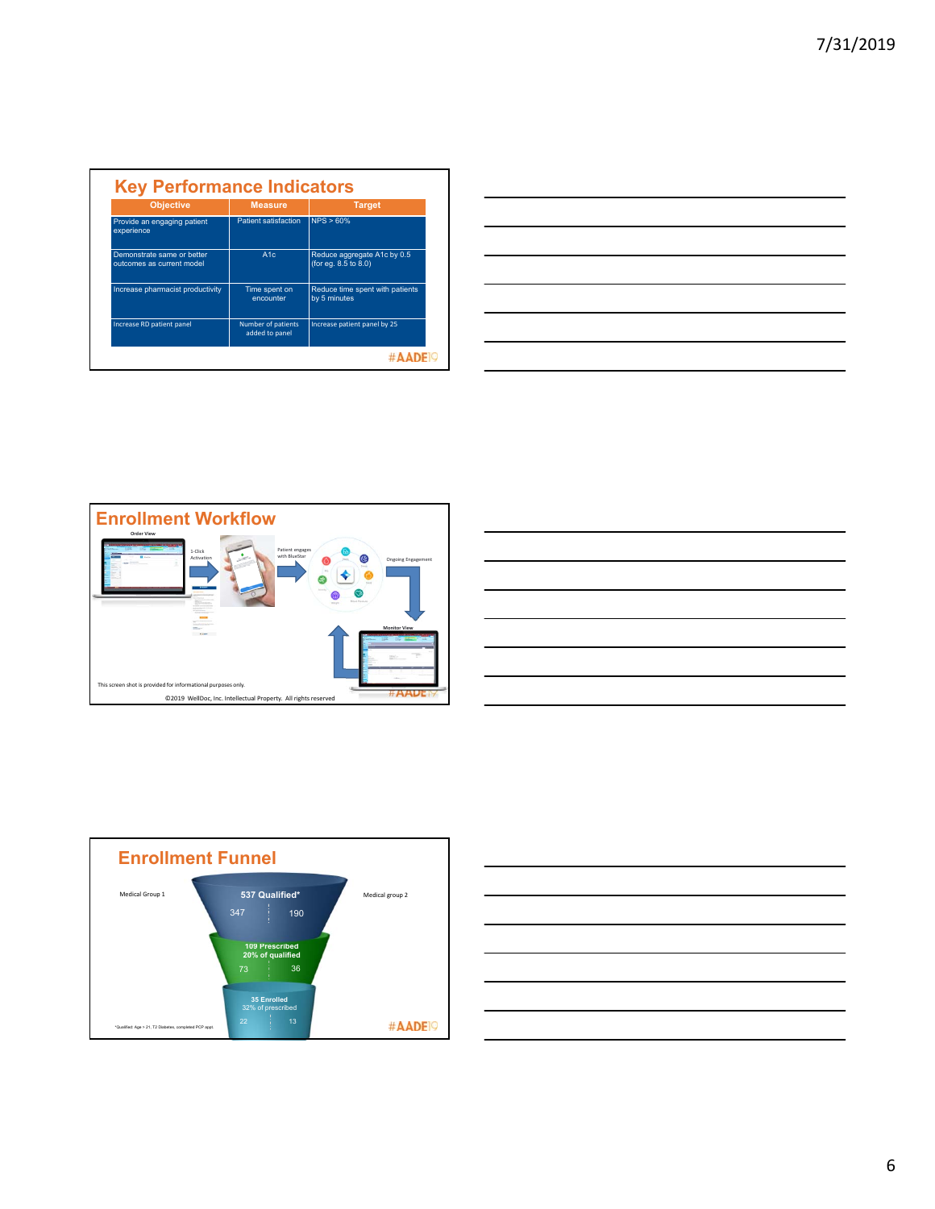## Key Performance Indicators

| Objective | Measure | Target |
| --- | --- | --- |
| Provide an engaging patient experience | Patient satisfaction | NPS > 60% |
| Demonstrate same or better outcomes as current model | A1c | Reduce aggregate A1c by 0.5 (for eg. 8.5 to 8.0) |
| Increase pharmacist productivity | Time spent on encounter | Reduce time spent with patients by 5 minutes |
| Increase RD patient panel | Number of patients added to panel | Increase patient panel by 25 |

#AADE19

## Enrollment Workflow

Order View

1-Click Activation

Patient engages with BlueStar

Ongoing Engagement

Monitor View

This screen shot is provided for informational purposes only.

©2019 WellDoc, Inc. Intellectual Property. All rights reserved

#AADE19

## Enrollment Funnel

| | Medical Group 1 | Medical group 2 |
| --- | --- | --- |
| 537 Qualified* | 347 | 190 |
| 109 Prescribed (20% of qualified) | 73 | 36 |
| 35 Enrolled (32% of prescribed) | 22 | 13 |

*Qualified: Age > 21, T2 Diabetes, completed PCP appt.

#AADE19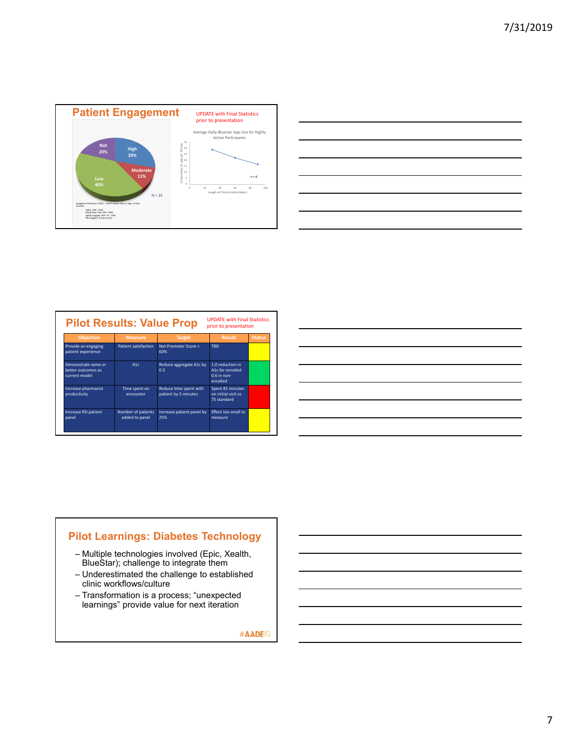## Patient Engagement

UPDATE with Final Statistics prior to presentation

Not 20%
High 29%
Moderate 11%
Low 40%

N = 35

Average Daily Bluestar App Use for Highly Active Participants

n = 8

Length of Time Enrolled (days)

## Pilot Results: Value Prop

UPDATE with Final Statistics prior to presentation

| Objective | Measure | Target | Result | Status |
|---|---|---|---|---|
| Provide an engaging patient experience | Patient satisfaction | Net Promoter Score > 60% | TBD | |
| Demonstrate same or better outcomes as current model | A1c | Reduce aggregate A1c by 0.5 | 1.0 reduction in A1c for enrolled 0.6 in non-enrolled | |
| Increase pharmacist productivity | Time spent on encounter | Reduce time spent with patient by 5 minutes | Spent 81 minutes on initial visit vs 75 standard | |
| Increase RD patient panel | Number of patients added to panel | Increase patient panel by 25% | Effect too small to measure | |

## Pilot Learnings: Diabetes Technology

- Multiple technologies involved (Epic, Xealth, BlueStar); challenge to integrate them
- Underestimated the challenge to established clinic workflows/culture
- Transformation is a process; "unexpected learnings" provide value for next iteration

#AADE19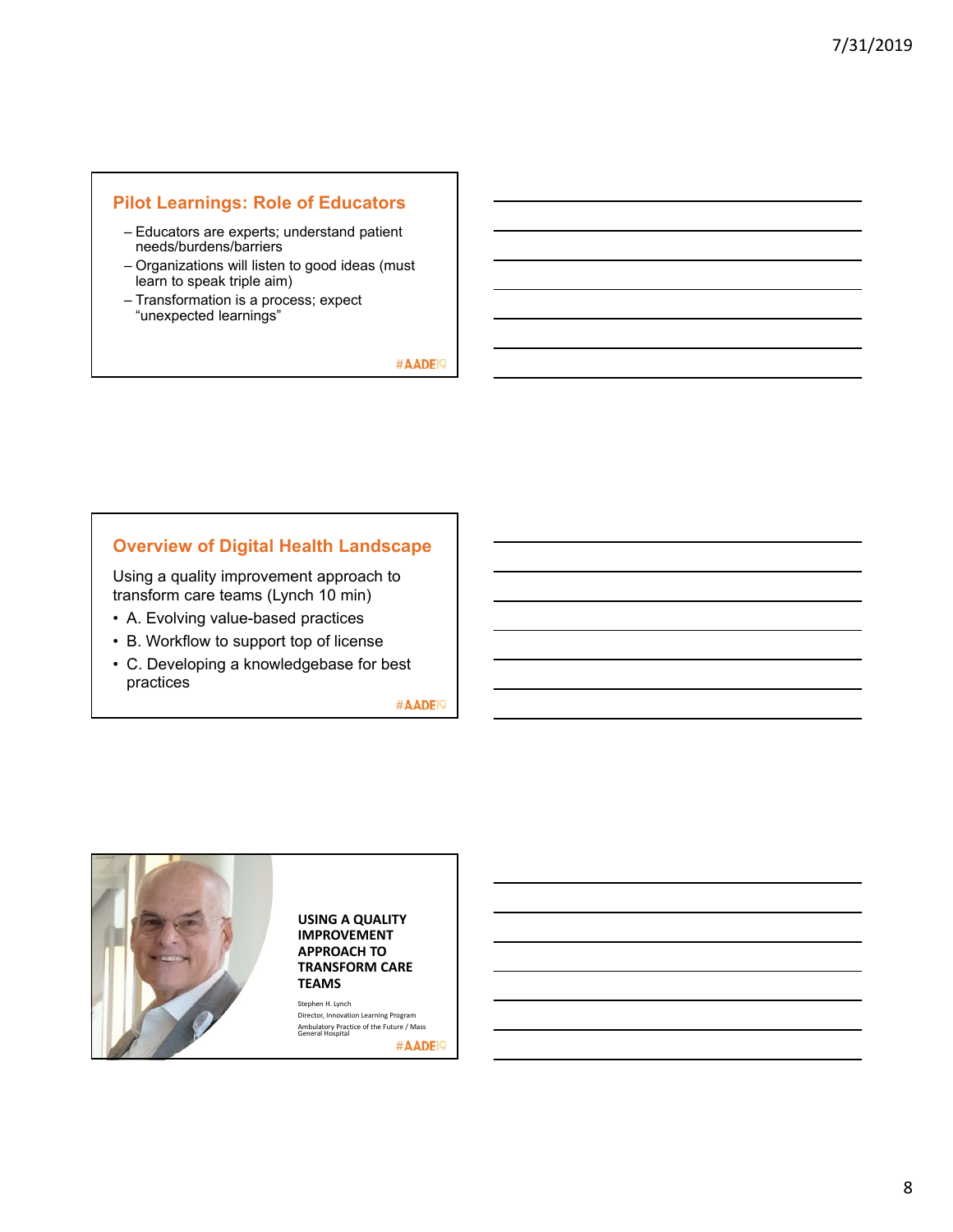## Pilot Learnings: Role of Educators

- Educators are experts; understand patient needs/burdens/barriers
- Organizations will listen to good ideas (must learn to speak triple aim)
- Transformation is a process; expect "unexpected learnings"

#AADE19

## Overview of Digital Health Landscape

Using a quality improvement approach to transform care teams (Lynch 10 min)

- A. Evolving value-based practices
- B. Workflow to support top of license
- C. Developing a knowledgebase for best practices

#AADE19

## USING A QUALITY IMPROVEMENT APPROACH TO TRANSFORM CARE TEAMS

Stephen H. Lynch
Director, Innovation Learning Program
Ambulatory Practice of the Future / Mass General Hospital

#AADE19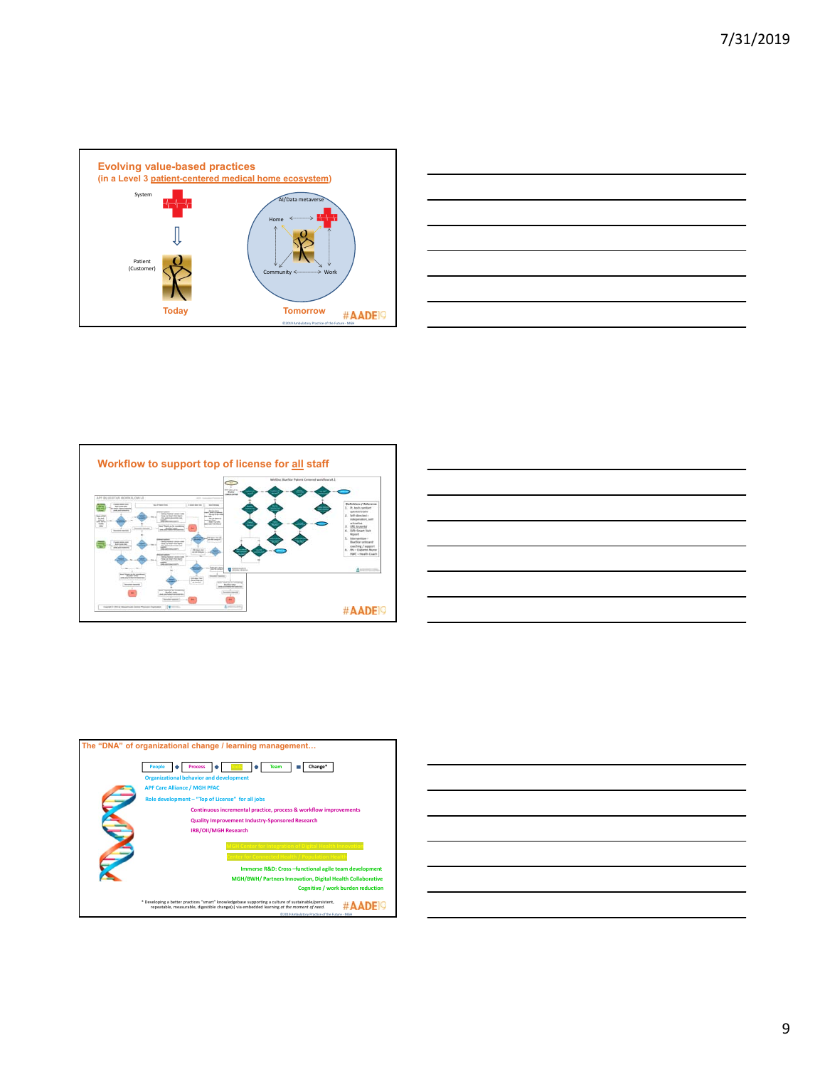## Evolving value-based practices

**(in a Level 3 patient-centered medical home ecosystem)**

System

Patient (Customer)

Today

AI/Data metaverse

Home

Community

Work

Tomorrow

#AADE19

©2019 Ambulatory Practice of the Future - MGH

## Workflow to support top of license for all staff

#AADE19

## The "DNA" of organizational change / learning management…

People ◆ Process ◆ Tools ◆ Team ■ Change*

Organizational behavior and development

APF Care Alliance / MGH PFAC

Role development – "Top of License" for all jobs

Continuous incremental practice, process & workflow improvements

Quality Improvement Industry-Sponsored Research

IRB/OII/MGH Research

MGH Center for Integration of Digital Health Innovation

Center for Connected Health / Population Health

Immerse R&D: Cross –functional agile team development

MGH/BWH/ Partners Innovation, Digital Health Collaborative

Cognitive / work burden reduction

\* Developing a better practices "smart" knowledgebase supporting a culture of sustainable/persistent, repeatable, measurable, digestible change(s) via embedded learning at the moment of need.

#AADE19

©2019 Ambulatory Practice of the Future - MGH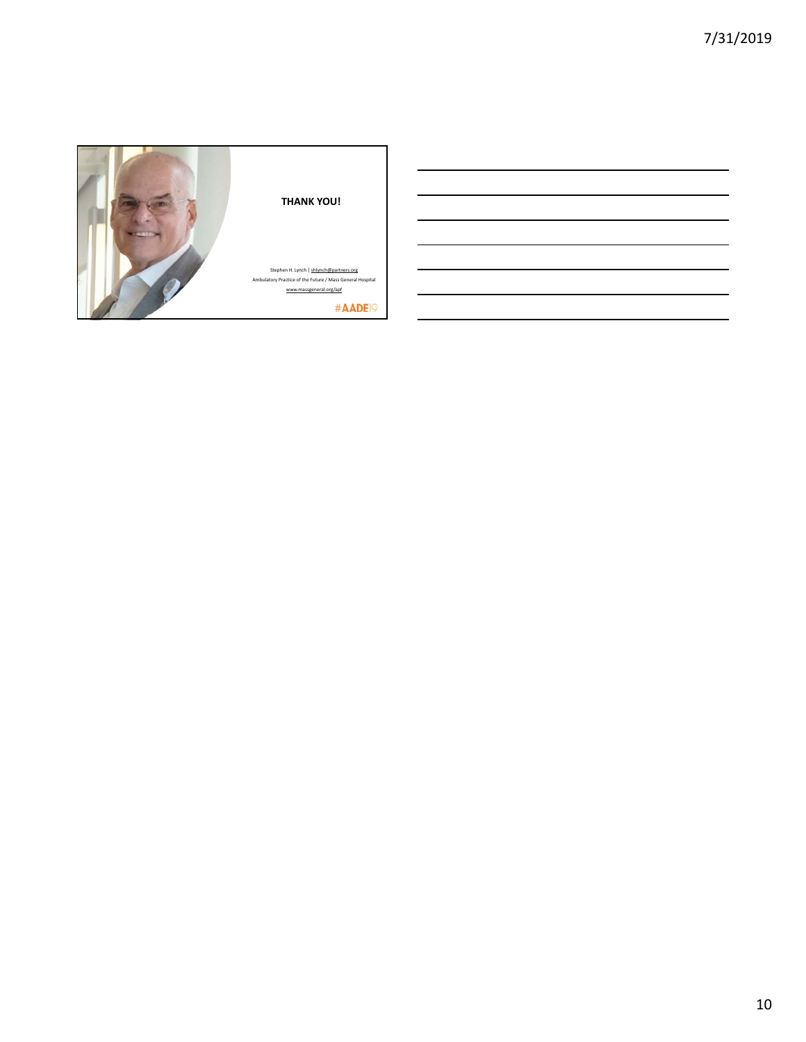**THANK YOU!**

Stephen H. Lynch | shlynch@partners.org

Ambulatory Practice of the Future / Mass General Hospital

www.massgeneral.org/apf

#AADE19